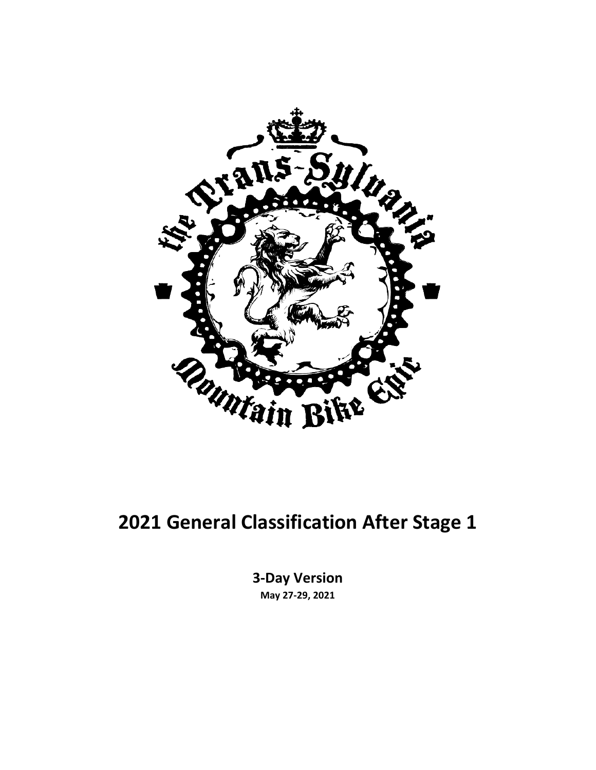# 2021 General Classification After Stage 1

**3-Day Version**

**May 27-29, 2021**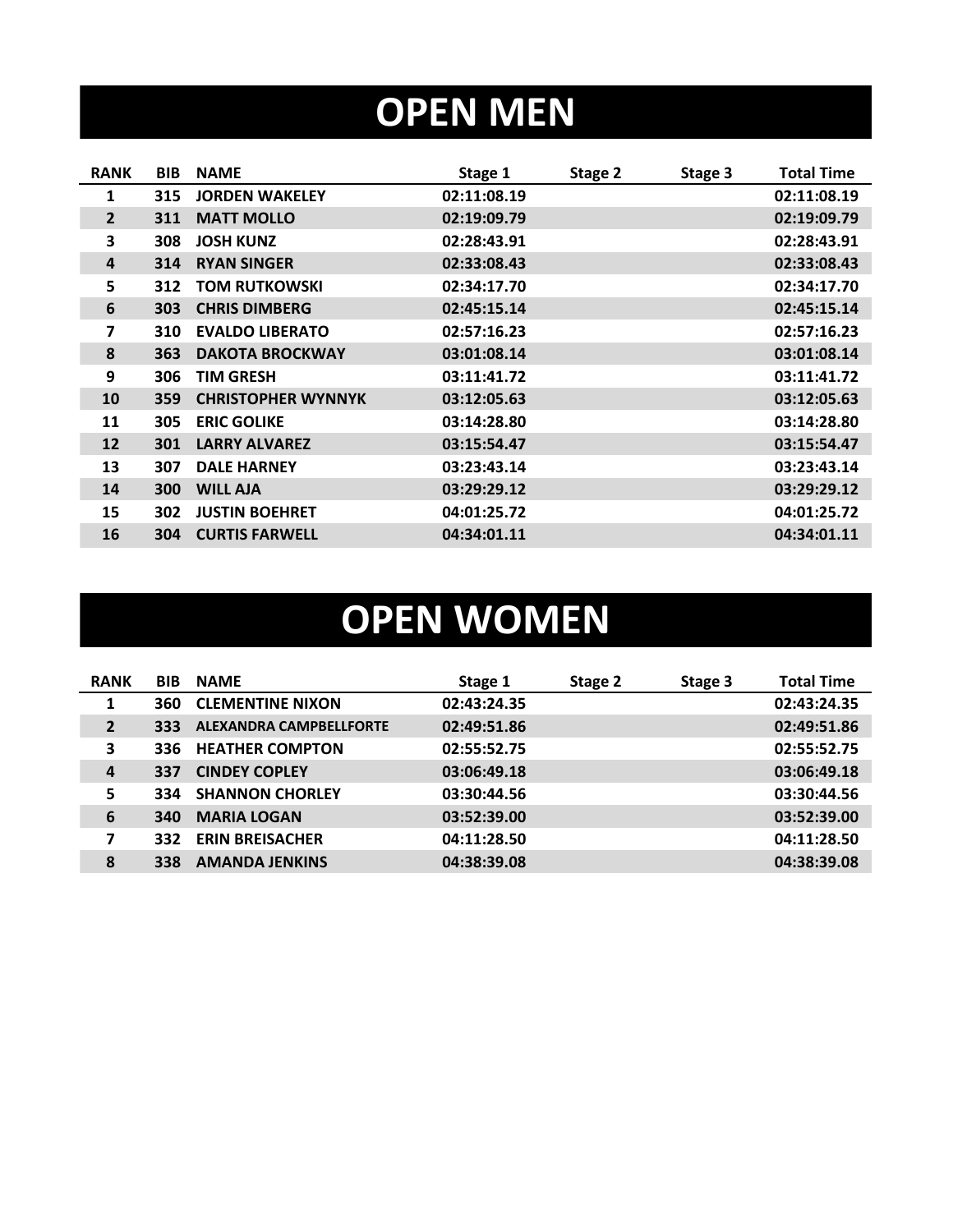# OPEN MEN

| RANK | BIB | NAME | Stage 1 | Stage 2 | Stage 3 | Total Time |
|---|---|---|---|---|---|---|
| 1 | 315 | JORDEN WAKELEY | 02:11:08.19 | | | 02:11:08.19 |
| 2 | 311 | MATT MOLLO | 02:19:09.79 | | | 02:19:09.79 |
| 3 | 308 | JOSH KUNZ | 02:28:43.91 | | | 02:28:43.91 |
| 4 | 314 | RYAN SINGER | 02:33:08.43 | | | 02:33:08.43 |
| 5 | 312 | TOM RUTKOWSKI | 02:34:17.70 | | | 02:34:17.70 |
| 6 | 303 | CHRIS DIMBERG | 02:45:15.14 | | | 02:45:15.14 |
| 7 | 310 | EVALDO LIBERATO | 02:57:16.23 | | | 02:57:16.23 |
| 8 | 363 | DAKOTA BROCKWAY | 03:01:08.14 | | | 03:01:08.14 |
| 9 | 306 | TIM GRESH | 03:11:41.72 | | | 03:11:41.72 |
| 10 | 359 | CHRISTOPHER WYNNYK | 03:12:05.63 | | | 03:12:05.63 |
| 11 | 305 | ERIC GOLIKE | 03:14:28.80 | | | 03:14:28.80 |
| 12 | 301 | LARRY ALVAREZ | 03:15:54.47 | | | 03:15:54.47 |
| 13 | 307 | DALE HARNEY | 03:23:43.14 | | | 03:23:43.14 |
| 14 | 300 | WILL AJA | 03:29:29.12 | | | 03:29:29.12 |
| 15 | 302 | JUSTIN BOEHRET | 04:01:25.72 | | | 04:01:25.72 |
| 16 | 304 | CURTIS FARWELL | 04:34:01.11 | | | 04:34:01.11 |

# OPEN WOMEN

| RANK | BIB | NAME | Stage 1 | Stage 2 | Stage 3 | Total Time |
|---|---|---|---|---|---|---|
| 1 | 360 | CLEMENTINE NIXON | 02:43:24.35 | | | 02:43:24.35 |
| 2 | 333 | ALEXANDRA CAMPBELLFORTE | 02:49:51.86 | | | 02:49:51.86 |
| 3 | 336 | HEATHER COMPTON | 02:55:52.75 | | | 02:55:52.75 |
| 4 | 337 | CINDEY COPLEY | 03:06:49.18 | | | 03:06:49.18 |
| 5 | 334 | SHANNON CHORLEY | 03:30:44.56 | | | 03:30:44.56 |
| 6 | 340 | MARIA LOGAN | 03:52:39.00 | | | 03:52:39.00 |
| 7 | 332 | ERIN BREISACHER | 04:11:28.50 | | | 04:11:28.50 |
| 8 | 338 | AMANDA JENKINS | 04:38:39.08 | | | 04:38:39.08 |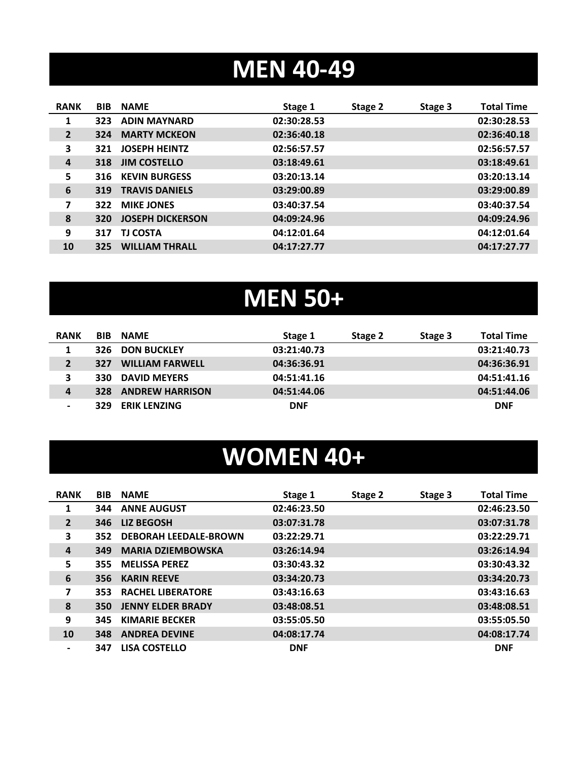# MEN 40-49

| RANK | BIB | NAME | Stage 1 | Stage 2 | Stage 3 | Total Time |
|---|---|---|---|---|---|---|
| 1 | 323 | ADIN MAYNARD | 02:30:28.53 | | | 02:30:28.53 |
| 2 | 324 | MARTY MCKEON | 02:36:40.18 | | | 02:36:40.18 |
| 3 | 321 | JOSEPH HEINTZ | 02:56:57.57 | | | 02:56:57.57 |
| 4 | 318 | JIM COSTELLO | 03:18:49.61 | | | 03:18:49.61 |
| 5 | 316 | KEVIN BURGESS | 03:20:13.14 | | | 03:20:13.14 |
| 6 | 319 | TRAVIS DANIELS | 03:29:00.89 | | | 03:29:00.89 |
| 7 | 322 | MIKE JONES | 03:40:37.54 | | | 03:40:37.54 |
| 8 | 320 | JOSEPH DICKERSON | 04:09:24.96 | | | 04:09:24.96 |
| 9 | 317 | TJ COSTA | 04:12:01.64 | | | 04:12:01.64 |
| 10 | 325 | WILLIAM THRALL | 04:17:27.77 | | | 04:17:27.77 |

# MEN 50+

| RANK | BIB | NAME | Stage 1 | Stage 2 | Stage 3 | Total Time |
|---|---|---|---|---|---|---|
| 1 | 326 | DON BUCKLEY | 03:21:40.73 | | | 03:21:40.73 |
| 2 | 327 | WILLIAM FARWELL | 04:36:36.91 | | | 04:36:36.91 |
| 3 | 330 | DAVID MEYERS | 04:51:41.16 | | | 04:51:41.16 |
| 4 | 328 | ANDREW HARRISON | 04:51:44.06 | | | 04:51:44.06 |
| - | 329 | ERIK LENZING | DNF | | | DNF |

# WOMEN 40+

| RANK | BIB | NAME | Stage 1 | Stage 2 | Stage 3 | Total Time |
|---|---|---|---|---|---|---|
| 1 | 344 | ANNE AUGUST | 02:46:23.50 | | | 02:46:23.50 |
| 2 | 346 | LIZ BEGOSH | 03:07:31.78 | | | 03:07:31.78 |
| 3 | 352 | DEBORAH LEEDALE-BROWN | 03:22:29.71 | | | 03:22:29.71 |
| 4 | 349 | MARIA DZIEMBOWSKA | 03:26:14.94 | | | 03:26:14.94 |
| 5 | 355 | MELISSA PEREZ | 03:30:43.32 | | | 03:30:43.32 |
| 6 | 356 | KARIN REEVE | 03:34:20.73 | | | 03:34:20.73 |
| 7 | 353 | RACHEL LIBERATORE | 03:43:16.63 | | | 03:43:16.63 |
| 8 | 350 | JENNY ELDER BRADY | 03:48:08.51 | | | 03:48:08.51 |
| 9 | 345 | KIMARIE BECKER | 03:55:05.50 | | | 03:55:05.50 |
| 10 | 348 | ANDREA DEVINE | 04:08:17.74 | | | 04:08:17.74 |
| - | 347 | LISA COSTELLO | DNF | | | DNF |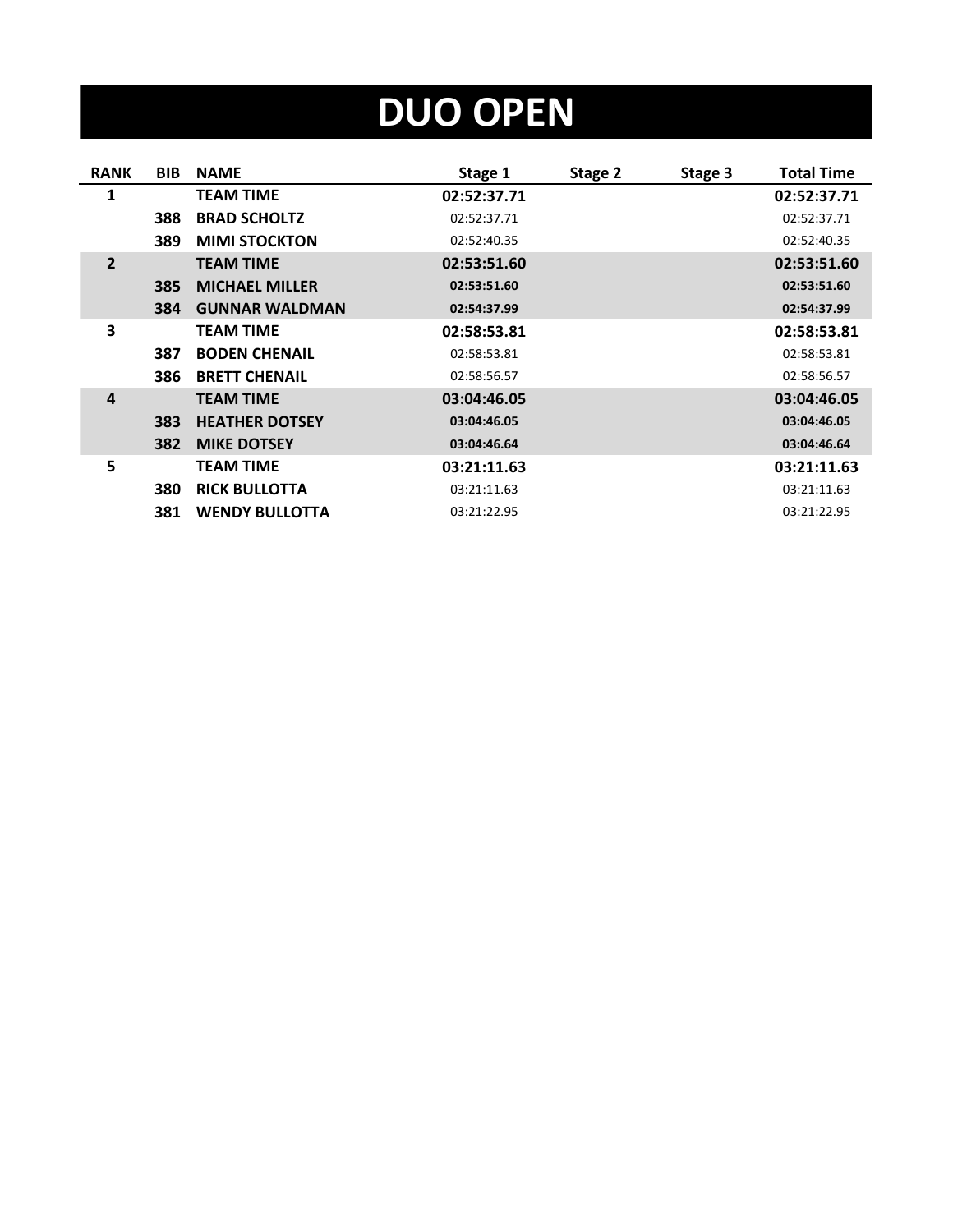# DUO OPEN

| RANK | BIB | NAME | Stage 1 | Stage 2 | Stage 3 | Total Time |
|---|---|---|---|---|---|---|
| 1 | | TEAM TIME | 02:52:37.71 | | | 02:52:37.71 |
| | 388 | BRAD SCHOLTZ | 02:52:37.71 | | | 02:52:37.71 |
| | 389 | MIMI STOCKTON | 02:52:40.35 | | | 02:52:40.35 |
| 2 | | TEAM TIME | 02:53:51.60 | | | 02:53:51.60 |
| | 385 | MICHAEL MILLER | 02:53:51.60 | | | 02:53:51.60 |
| | 384 | GUNNAR WALDMAN | 02:54:37.99 | | | 02:54:37.99 |
| 3 | | TEAM TIME | 02:58:53.81 | | | 02:58:53.81 |
| | 387 | BODEN CHENAIL | 02:58:53.81 | | | 02:58:53.81 |
| | 386 | BRETT CHENAIL | 02:58:56.57 | | | 02:58:56.57 |
| 4 | | TEAM TIME | 03:04:46.05 | | | 03:04:46.05 |
| | 383 | HEATHER DOTSEY | 03:04:46.05 | | | 03:04:46.05 |
| | 382 | MIKE DOTSEY | 03:04:46.64 | | | 03:04:46.64 |
| 5 | | TEAM TIME | 03:21:11.63 | | | 03:21:11.63 |
| | 380 | RICK BULLOTTA | 03:21:11.63 | | | 03:21:11.63 |
| | 381 | WENDY BULLOTTA | 03:21:22.95 | | | 03:21:22.95 |